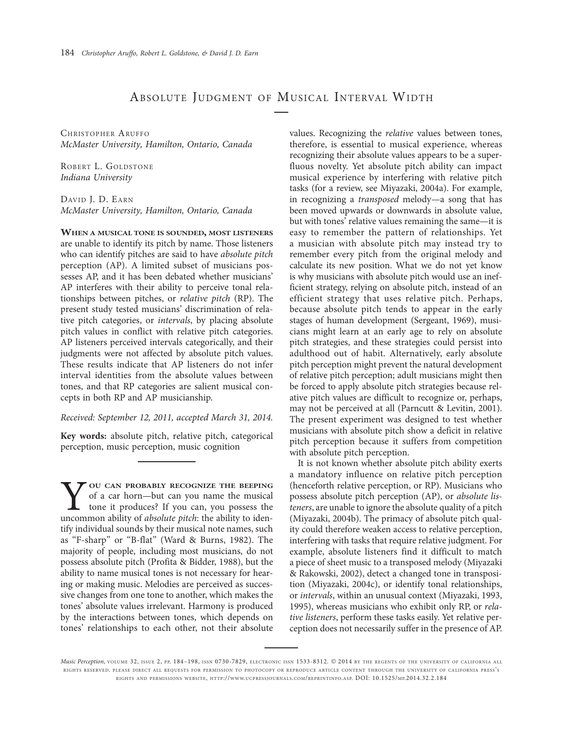# Absolute Judgment of Musical Interval Width

Christopher Aruffo
*McMaster University, Hamilton, Ontario, Canada*

Robert L. Goldstone
*Indiana University*

David J. D. Earn
*McMaster University, Hamilton, Ontario, Canada*

**When a musical tone is sounded, most listeners** are unable to identify its pitch by name. Those listeners who can identify pitches are said to have *absolute pitch* perception (AP). A limited subset of musicians possesses AP, and it has been debated whether musicians' AP interferes with their ability to perceive tonal relationships between pitches, or *relative pitch* (RP). The present study tested musicians' discrimination of relative pitch categories, or *intervals*, by placing absolute pitch values in conflict with relative pitch categories. AP listeners perceived intervals categorically, and their judgments were not affected by absolute pitch values. These results indicate that AP listeners do not infer interval identities from the absolute values between tones, and that RP categories are salient musical concepts in both RP and AP musicianship.

*Received: September 12, 2011, accepted March 31, 2014.*

**Key words:** absolute pitch, relative pitch, categorical perception, music perception, music cognition

You can probably recognize the beeping of a car horn—but can you name the musical tone it produces? If you can, you possess the uncommon ability of *absolute pitch*: the ability to identify individual sounds by their musical note names, such as "F-sharp" or "B-flat" (Ward & Burns, 1982). The majority of people, including most musicians, do not possess absolute pitch (Profita & Bidder, 1988), but the ability to name musical tones is not necessary for hearing or making music. Melodies are perceived as successive changes from one tone to another, which makes the tones' absolute values irrelevant. Harmony is produced by the interactions between tones, which depends on tones' relationships to each other, not their absolute values. Recognizing the *relative* values between tones, therefore, is essential to musical experience, whereas recognizing their absolute values appears to be a superfluous novelty. Yet absolute pitch ability can impact musical experience by interfering with relative pitch tasks (for a review, see Miyazaki, 2004a). For example, in recognizing a *transposed* melody—a song that has been moved upwards or downwards in absolute value, but with tones' relative values remaining the same—it is easy to remember the pattern of relationships. Yet a musician with absolute pitch may instead try to remember every pitch from the original melody and calculate its new position. What we do not yet know is why musicians with absolute pitch would use an inefficient strategy, relying on absolute pitch, instead of an efficient strategy that uses relative pitch. Perhaps, because absolute pitch tends to appear in the early stages of human development (Sergeant, 1969), musicians might learn at an early age to rely on absolute pitch strategies, and these strategies could persist into adulthood out of habit. Alternatively, early absolute pitch perception might prevent the natural development of relative pitch perception; adult musicians might then be forced to apply absolute pitch strategies because relative pitch values are difficult to recognize or, perhaps, may not be perceived at all (Parncutt & Levitin, 2001). The present experiment was designed to test whether musicians with absolute pitch show a deficit in relative pitch perception because it suffers from competition with absolute pitch perception.

It is not known whether absolute pitch ability exerts a mandatory influence on relative pitch perception (henceforth relative perception, or RP). Musicians who possess absolute pitch perception (AP), or *absolute listeners*, are unable to ignore the absolute quality of a pitch (Miyazaki, 2004b). The primacy of absolute pitch quality could therefore weaken access to relative perception, interfering with tasks that require relative judgment. For example, absolute listeners find it difficult to match a piece of sheet music to a transposed melody (Miyazaki & Rakowski, 2002), detect a changed tone in transposition (Miyazaki, 2004c), or identify tonal relationships, or *intervals*, within an unusual context (Miyazaki, 1993, 1995), whereas musicians who exhibit only RP, or *relative listeners*, perform these tasks easily. Yet relative perception does not necessarily suffer in the presence of AP.

*Music Perception*, volume 32, issue 2, pp. 184–198, issn 0730-7829, electronic issn 1533-8312. © 2014 by the regents of the university of california all rights reserved. please direct all requests for permission to photocopy or reproduce article content through the university of california press's rights and permissions website, http://www.ucpressjournals.com/reprintinfo.asp. DOI: 10.1525/mp.2014.32.2.184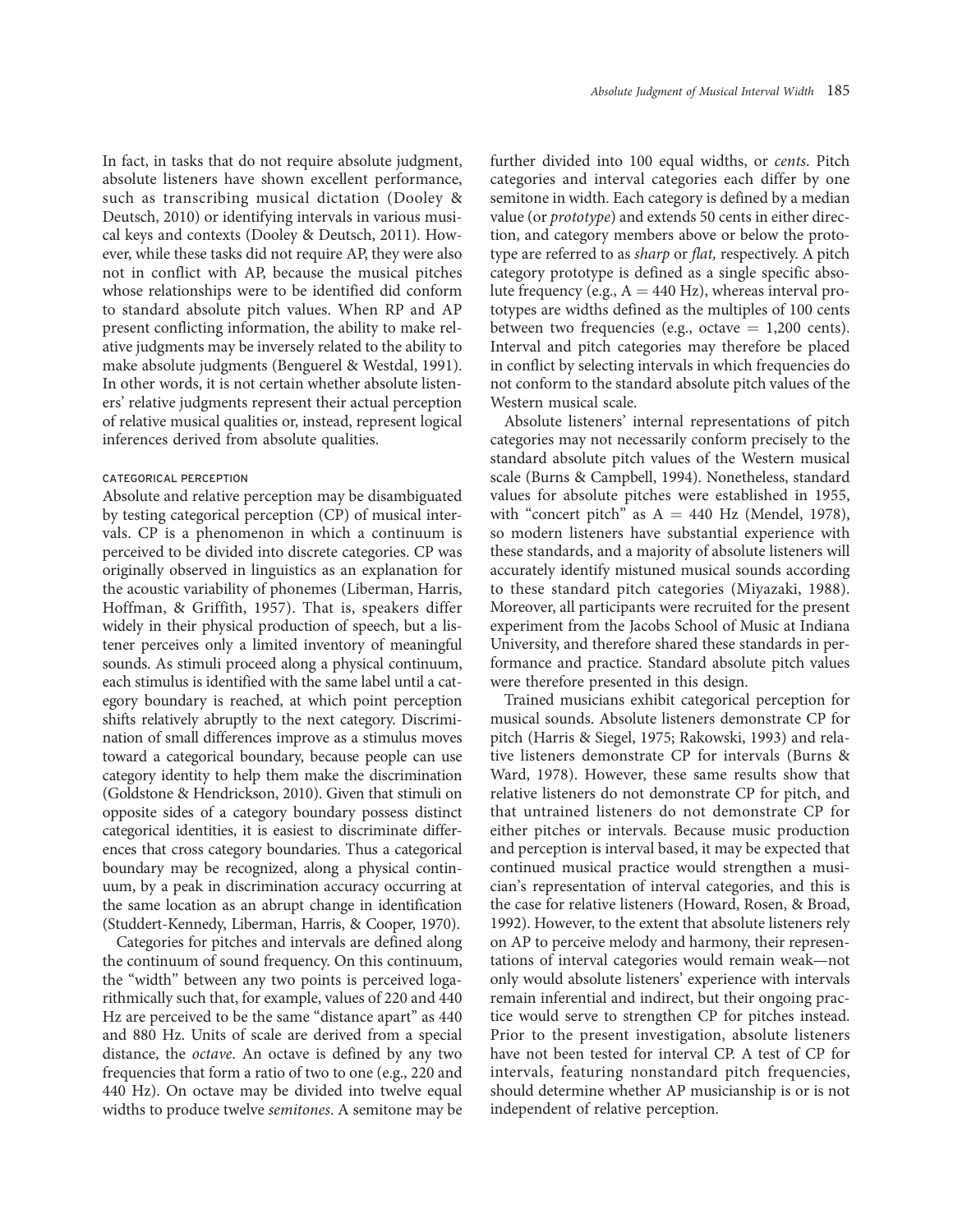In fact, in tasks that do not require absolute judgment, absolute listeners have shown excellent performance, such as transcribing musical dictation (Dooley & Deutsch, 2010) or identifying intervals in various musical keys and contexts (Dooley & Deutsch, 2011). However, while these tasks did not require AP, they were also not in conflict with AP, because the musical pitches whose relationships were to be identified did conform to standard absolute pitch values. When RP and AP present conflicting information, the ability to make relative judgments may be inversely related to the ability to make absolute judgments (Benguerel & Westdal, 1991). In other words, it is not certain whether absolute listeners' relative judgments represent their actual perception of relative musical qualities or, instead, represent logical inferences derived from absolute qualities.

### CATEGORICAL PERCEPTION

Absolute and relative perception may be disambiguated by testing categorical perception (CP) of musical intervals. CP is a phenomenon in which a continuum is perceived to be divided into discrete categories. CP was originally observed in linguistics as an explanation for the acoustic variability of phonemes (Liberman, Harris, Hoffman, & Griffith, 1957). That is, speakers differ widely in their physical production of speech, but a listener perceives only a limited inventory of meaningful sounds. As stimuli proceed along a physical continuum, each stimulus is identified with the same label until a category boundary is reached, at which point perception shifts relatively abruptly to the next category. Discrimination of small differences improve as a stimulus moves toward a categorical boundary, because people can use category identity to help them make the discrimination (Goldstone & Hendrickson, 2010). Given that stimuli on opposite sides of a category boundary possess distinct categorical identities, it is easiest to discriminate differences that cross category boundaries. Thus a categorical boundary may be recognized, along a physical continuum, by a peak in discrimination accuracy occurring at the same location as an abrupt change in identification (Studdert-Kennedy, Liberman, Harris, & Cooper, 1970).

Categories for pitches and intervals are defined along the continuum of sound frequency. On this continuum, the "width" between any two points is perceived logarithmically such that, for example, values of 220 and 440 Hz are perceived to be the same "distance apart" as 440 and 880 Hz. Units of scale are derived from a special distance, the *octave*. An octave is defined by any two frequencies that form a ratio of two to one (e.g., 220 and 440 Hz). On octave may be divided into twelve equal widths to produce twelve *semitones*. A semitone may be further divided into 100 equal widths, or *cents*. Pitch categories and interval categories each differ by one semitone in width. Each category is defined by a median value (or *prototype*) and extends 50 cents in either direction, and category members above or below the prototype are referred to as *sharp* or *flat,* respectively. A pitch category prototype is defined as a single specific absolute frequency (e.g., A = 440 Hz), whereas interval prototypes are widths defined as the multiples of 100 cents between two frequencies (e.g., octave = 1,200 cents). Interval and pitch categories may therefore be placed in conflict by selecting intervals in which frequencies do not conform to the standard absolute pitch values of the Western musical scale.

Absolute listeners' internal representations of pitch categories may not necessarily conform precisely to the standard absolute pitch values of the Western musical scale (Burns & Campbell, 1994). Nonetheless, standard values for absolute pitches were established in 1955, with "concert pitch" as A = 440 Hz (Mendel, 1978), so modern listeners have substantial experience with these standards, and a majority of absolute listeners will accurately identify mistuned musical sounds according to these standard pitch categories (Miyazaki, 1988). Moreover, all participants were recruited for the present experiment from the Jacobs School of Music at Indiana University, and therefore shared these standards in performance and practice. Standard absolute pitch values were therefore presented in this design.

Trained musicians exhibit categorical perception for musical sounds. Absolute listeners demonstrate CP for pitch (Harris & Siegel, 1975; Rakowski, 1993) and relative listeners demonstrate CP for intervals (Burns & Ward, 1978). However, these same results show that relative listeners do not demonstrate CP for pitch, and that untrained listeners do not demonstrate CP for either pitches or intervals. Because music production and perception is interval based, it may be expected that continued musical practice would strengthen a musician's representation of interval categories, and this is the case for relative listeners (Howard, Rosen, & Broad, 1992). However, to the extent that absolute listeners rely on AP to perceive melody and harmony, their representations of interval categories would remain weak—not only would absolute listeners' experience with intervals remain inferential and indirect, but their ongoing practice would serve to strengthen CP for pitches instead. Prior to the present investigation, absolute listeners have not been tested for interval CP. A test of CP for intervals, featuring nonstandard pitch frequencies, should determine whether AP musicianship is or is not independent of relative perception.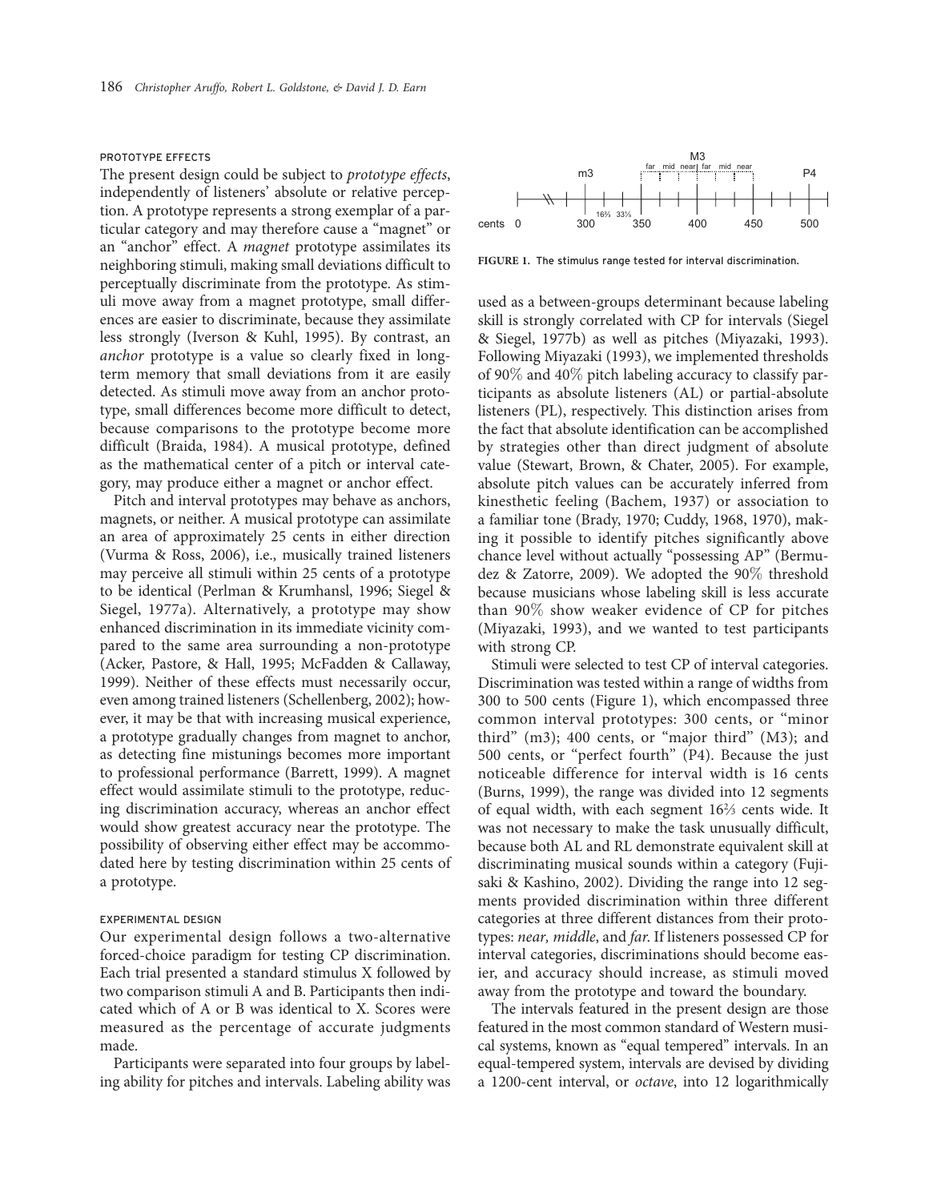### PROTOTYPE EFFECTS

The present design could be subject to *prototype effects*, independently of listeners' absolute or relative perception. A prototype represents a strong exemplar of a particular category and may therefore cause a "magnet" or an "anchor" effect. A *magnet* prototype assimilates its neighboring stimuli, making small deviations difficult to perceptually discriminate from the prototype. As stimuli move away from a magnet prototype, small differences are easier to discriminate, because they assimilate less strongly (Iverson & Kuhl, 1995). By contrast, an *anchor* prototype is a value so clearly fixed in long-term memory that small deviations from it are easily detected. As stimuli move away from an anchor prototype, small differences become more difficult to detect, because comparisons to the prototype become more difficult (Braida, 1984). A musical prototype, defined as the mathematical center of a pitch or interval category, may produce either a magnet or anchor effect.

Pitch and interval prototypes may behave as anchors, magnets, or neither. A musical prototype can assimilate an area of approximately 25 cents in either direction (Vurma & Ross, 2006), i.e., musically trained listeners may perceive all stimuli within 25 cents of a prototype to be identical (Perlman & Krumhansl, 1996; Siegel & Siegel, 1977a). Alternatively, a prototype may show enhanced discrimination in its immediate vicinity compared to the same area surrounding a non-prototype (Acker, Pastore, & Hall, 1995; McFadden & Callaway, 1999). Neither of these effects must necessarily occur, even among trained listeners (Schellenberg, 2002); however, it may be that with increasing musical experience, a prototype gradually changes from magnet to anchor, as detecting fine mistunings becomes more important to professional performance (Barrett, 1999). A magnet effect would assimilate stimuli to the prototype, reducing discrimination accuracy, whereas an anchor effect would show greatest accuracy near the prototype. The possibility of observing either effect may be accommodated here by testing discrimination within 25 cents of a prototype.

### EXPERIMENTAL DESIGN

Our experimental design follows a two-alternative forced-choice paradigm for testing CP discrimination. Each trial presented a standard stimulus X followed by two comparison stimuli A and B. Participants then indicated which of A or B was identical to X. Scores were measured as the percentage of accurate judgments made.

Participants were separated into four groups by labeling ability for pitches and intervals. Labeling ability was used as a between-groups determinant because labeling skill is strongly correlated with CP for intervals (Siegel & Siegel, 1977b) as well as pitches (Miyazaki, 1993). Following Miyazaki (1993), we implemented thresholds of 90% and 40% pitch labeling accuracy to classify participants as absolute listeners (AL) or partial-absolute listeners (PL), respectively. This distinction arises from the fact that absolute identification can be accomplished by strategies other than direct judgment of absolute value (Stewart, Brown, & Chater, 2005). For example, absolute pitch values can be accurately inferred from kinesthetic feeling (Bachem, 1937) or association to a familiar tone (Brady, 1970; Cuddy, 1968, 1970), making it possible to identify pitches significantly above chance level without actually "possessing AP" (Bermudez & Zatorre, 2009). We adopted the 90% threshold because musicians whose labeling skill is less accurate than 90% show weaker evidence of CP for pitches (Miyazaki, 1993), and we wanted to test participants with strong CP.

FIGURE 1. The stimulus range tested for interval discrimination.

Stimuli were selected to test CP of interval categories. Discrimination was tested within a range of widths from 300 to 500 cents (Figure 1), which encompassed three common interval prototypes: 300 cents, or "minor third" (m3); 400 cents, or "major third" (M3); and 500 cents, or "perfect fourth" (P4). Because the just noticeable difference for interval width is 16 cents (Burns, 1999), the range was divided into 12 segments of equal width, with each segment 16⅔ cents wide. It was not necessary to make the task unusually difficult, because both AL and RL demonstrate equivalent skill at discriminating musical sounds within a category (Fujisaki & Kashino, 2002). Dividing the range into 12 segments provided discrimination within three different categories at three different distances from their prototypes: *near, middle*, and *far*. If listeners possessed CP for interval categories, discriminations should become easier, and accuracy should increase, as stimuli moved away from the prototype and toward the boundary.

The intervals featured in the present design are those featured in the most common standard of Western musical systems, known as "equal tempered" intervals. In an equal-tempered system, intervals are devised by dividing a 1200-cent interval, or *octave*, into 12 logarithmically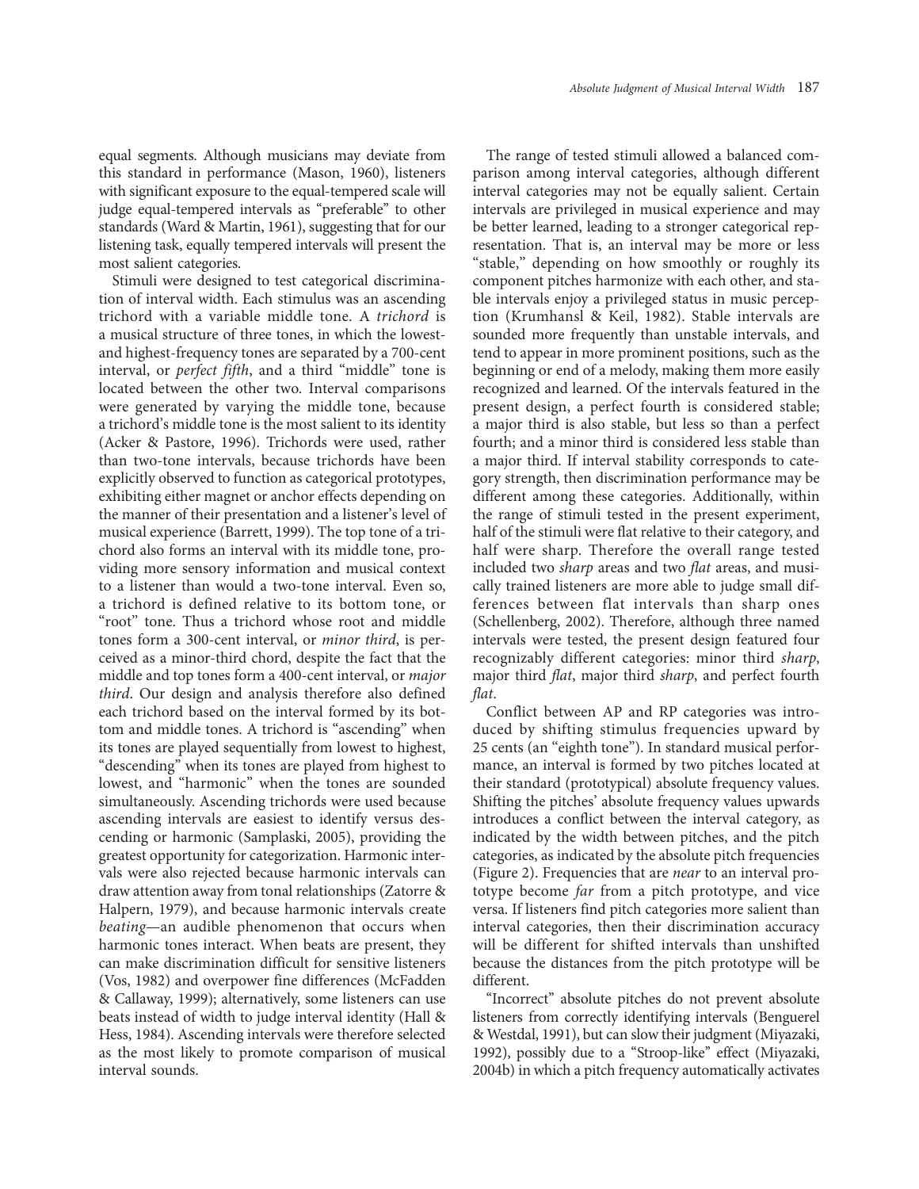equal segments. Although musicians may deviate from this standard in performance (Mason, 1960), listeners with significant exposure to the equal-tempered scale will judge equal-tempered intervals as "preferable" to other standards (Ward & Martin, 1961), suggesting that for our listening task, equally tempered intervals will present the most salient categories.

Stimuli were designed to test categorical discrimination of interval width. Each stimulus was an ascending trichord with a variable middle tone. A *trichord* is a musical structure of three tones, in which the lowest- and highest-frequency tones are separated by a 700-cent interval, or *perfect fifth*, and a third "middle" tone is located between the other two. Interval comparisons were generated by varying the middle tone, because a trichord's middle tone is the most salient to its identity (Acker & Pastore, 1996). Trichords were used, rather than two-tone intervals, because trichords have been explicitly observed to function as categorical prototypes, exhibiting either magnet or anchor effects depending on the manner of their presentation and a listener's level of musical experience (Barrett, 1999). The top tone of a trichord also forms an interval with its middle tone, providing more sensory information and musical context to a listener than would a two-tone interval. Even so, a trichord is defined relative to its bottom tone, or "root" tone. Thus a trichord whose root and middle tones form a 300-cent interval, or *minor third*, is perceived as a minor-third chord, despite the fact that the middle and top tones form a 400-cent interval, or *major third*. Our design and analysis therefore also defined each trichord based on the interval formed by its bottom and middle tones. A trichord is "ascending" when its tones are played sequentially from lowest to highest, "descending" when its tones are played from highest to lowest, and "harmonic" when the tones are sounded simultaneously. Ascending trichords were used because ascending intervals are easiest to identify versus descending or harmonic (Samplaski, 2005), providing the greatest opportunity for categorization. Harmonic intervals were also rejected because harmonic intervals can draw attention away from tonal relationships (Zatorre & Halpern, 1979), and because harmonic intervals create *beating*—an audible phenomenon that occurs when harmonic tones interact. When beats are present, they can make discrimination difficult for sensitive listeners (Vos, 1982) and overpower fine differences (McFadden & Callaway, 1999); alternatively, some listeners can use beats instead of width to judge interval identity (Hall & Hess, 1984). Ascending intervals were therefore selected as the most likely to promote comparison of musical interval sounds.

The range of tested stimuli allowed a balanced comparison among interval categories, although different interval categories may not be equally salient. Certain intervals are privileged in musical experience and may be better learned, leading to a stronger categorical representation. That is, an interval may be more or less "stable," depending on how smoothly or roughly its component pitches harmonize with each other, and stable intervals enjoy a privileged status in music perception (Krumhansl & Keil, 1982). Stable intervals are sounded more frequently than unstable intervals, and tend to appear in more prominent positions, such as the beginning or end of a melody, making them more easily recognized and learned. Of the intervals featured in the present design, a perfect fourth is considered stable; a major third is also stable, but less so than a perfect fourth; and a minor third is considered less stable than a major third. If interval stability corresponds to category strength, then discrimination performance may be different among these categories. Additionally, within the range of stimuli tested in the present experiment, half of the stimuli were flat relative to their category, and half were sharp. Therefore the overall range tested included two *sharp* areas and two *flat* areas, and musically trained listeners are more able to judge small differences between flat intervals than sharp ones (Schellenberg, 2002). Therefore, although three named intervals were tested, the present design featured four recognizably different categories: minor third *sharp*, major third *flat*, major third *sharp*, and perfect fourth *flat*.

Conflict between AP and RP categories was introduced by shifting stimulus frequencies upward by 25 cents (an "eighth tone"). In standard musical performance, an interval is formed by two pitches located at their standard (prototypical) absolute frequency values. Shifting the pitches' absolute frequency values upwards introduces a conflict between the interval category, as indicated by the width between pitches, and the pitch categories, as indicated by the absolute pitch frequencies (Figure 2). Frequencies that are *near* to an interval prototype become *far* from a pitch prototype, and vice versa. If listeners find pitch categories more salient than interval categories, then their discrimination accuracy will be different for shifted intervals than unshifted because the distances from the pitch prototype will be different.

"Incorrect" absolute pitches do not prevent absolute listeners from correctly identifying intervals (Benguerel & Westdal, 1991), but can slow their judgment (Miyazaki, 1992), possibly due to a "Stroop-like" effect (Miyazaki, 2004b) in which a pitch frequency automatically activates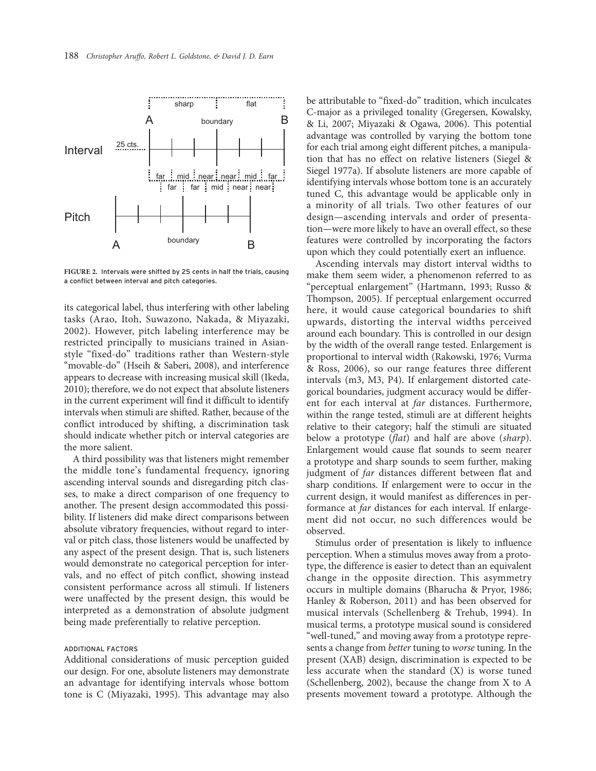sharp

flat

A

boundary

B

Interval

25 cts.

far mid near near mid far

far far mid near near

Pitch

A

boundary

B

**FIGURE 2.** Intervals were shifted by 25 cents in half the trials, causing a conflict between interval and pitch categories.

its categorical label, thus interfering with other labeling tasks (Arao, Itoh, Suwazono, Nakada, & Miyazaki, 2002). However, pitch labeling interference may be restricted principally to musicians trained in Asian-style "fixed-do" traditions rather than Western-style "movable-do" (Hseih & Saberi, 2008), and interference appears to decrease with increasing musical skill (Ikeda, 2010); therefore, we do not expect that absolute listeners in the current experiment will find it difficult to identify intervals when stimuli are shifted. Rather, because of the conflict introduced by shifting, a discrimination task should indicate whether pitch or interval categories are the more salient.

A third possibility was that listeners might remember the middle tone's fundamental frequency, ignoring ascending interval sounds and disregarding pitch classes, to make a direct comparison of one frequency to another. The present design accommodated this possibility. If listeners did make direct comparisons between absolute vibratory frequencies, without regard to interval or pitch class, those listeners would be unaffected by any aspect of the present design. That is, such listeners would demonstrate no categorical perception for intervals, and no effect of pitch conflict, showing instead consistent performance across all stimuli. If listeners were unaffected by the present design, this would be interpreted as a demonstration of absolute judgment being made preferentially to relative perception.

### ADDITIONAL FACTORS

Additional considerations of music perception guided our design. For one, absolute listeners may demonstrate an advantage for identifying intervals whose bottom tone is C (Miyazaki, 1995). This advantage may also be attributable to "fixed-do" tradition, which inculcates C-major as a privileged tonality (Gregersen, Kowalsky, & Li, 2007; Miyazaki & Ogawa, 2006). This potential advantage was controlled by varying the bottom tone for each trial among eight different pitches, a manipulation that has no effect on relative listeners (Siegel & Siegel 1977a). If absolute listeners are more capable of identifying intervals whose bottom tone is an accurately tuned C, this advantage would be applicable only in a minority of all trials. Two other features of our design—ascending intervals and order of presentation—were more likely to have an overall effect, so these features were controlled by incorporating the factors upon which they could potentially exert an influence.

Ascending intervals may distort interval widths to make them seem wider, a phenomenon referred to as "perceptual enlargement" (Hartmann, 1993; Russo & Thompson, 2005). If perceptual enlargement occurred here, it would cause categorical boundaries to shift upwards, distorting the interval widths perceived around each boundary. This is controlled in our design by the width of the overall range tested. Enlargement is proportional to interval width (Rakowski, 1976; Vurma & Ross, 2006), so our range features three different intervals (m3, M3, P4). If enlargement distorted categorical boundaries, judgment accuracy would be different for each interval at *far* distances. Furthermore, within the range tested, stimuli are at different heights relative to their category; half the stimuli are situated below a prototype (*flat*) and half are above (*sharp*). Enlargement would cause flat sounds to seem nearer a prototype and sharp sounds to seem further, making judgment of *far* distances different between flat and sharp conditions. If enlargement were to occur in the current design, it would manifest as differences in performance at *far* distances for each interval. If enlargement did not occur, no such differences would be observed.

Stimulus order of presentation is likely to influence perception. When a stimulus moves away from a prototype, the difference is easier to detect than an equivalent change in the opposite direction. This asymmetry occurs in multiple domains (Bharucha & Pryor, 1986; Hanley & Roberson, 2011) and has been observed for musical intervals (Schellenberg & Trehub, 1994). In musical terms, a prototype musical sound is considered "well-tuned," and moving away from a prototype represents a change from *better* tuning to *worse* tuning. In the present (XAB) design, discrimination is expected to be less accurate when the standard (X) is worse tuned (Schellenberg, 2002), because the change from X to A presents movement toward a prototype. Although the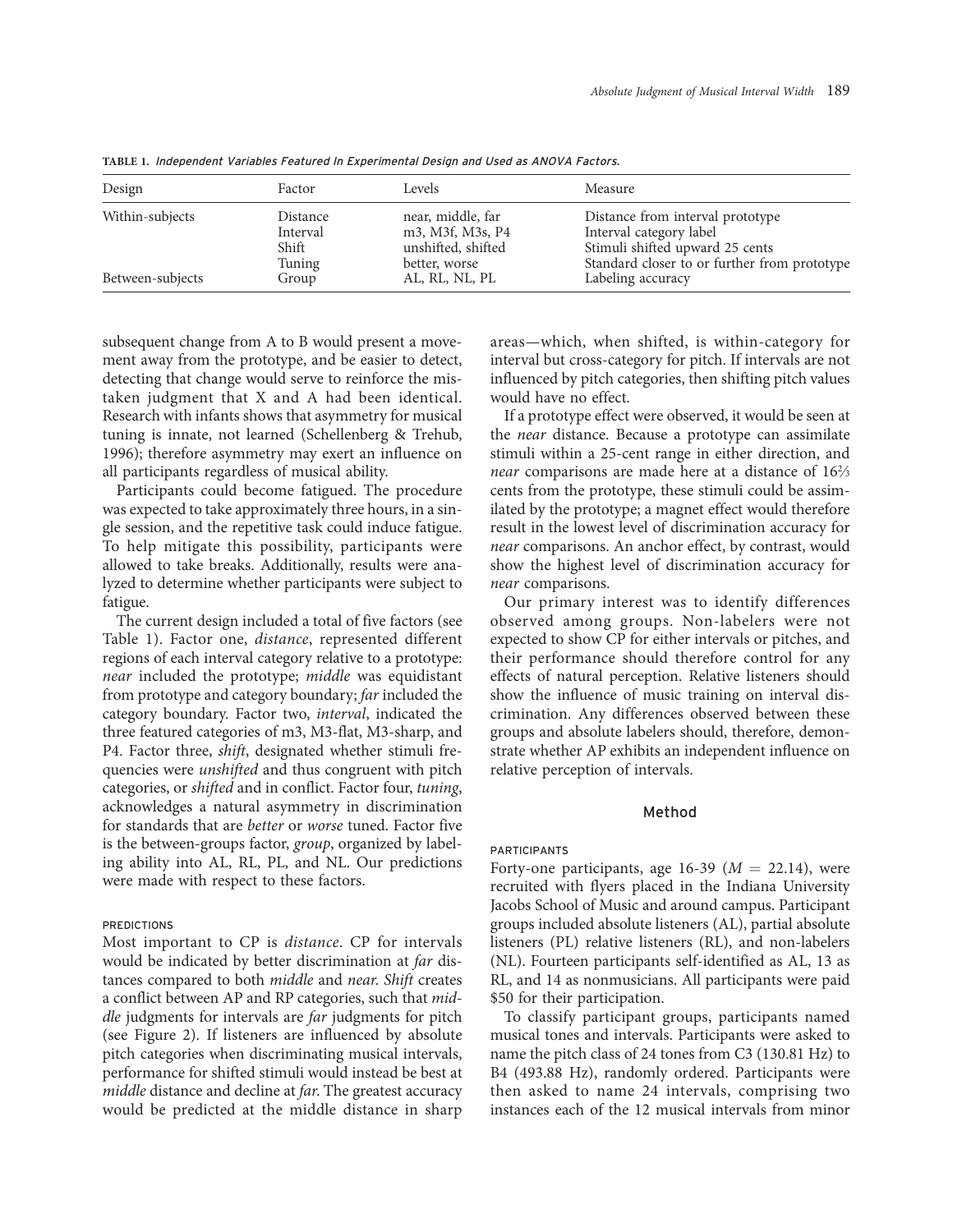**TABLE 1.** *Independent Variables Featured In Experimental Design and Used as ANOVA Factors.*

| Design | Factor | Levels | Measure |
|---|---|---|---|
| Within-subjects | Distance | near, middle, far | Distance from interval prototype |
| | Interval | m3, M3f, M3s, P4 | Interval category label |
| | Shift | unshifted, shifted | Stimuli shifted upward 25 cents |
| | Tuning | better, worse | Standard closer to or further from prototype |
| Between-subjects | Group | AL, RL, NL, PL | Labeling accuracy |

subsequent change from A to B would present a movement away from the prototype, and be easier to detect, detecting that change would serve to reinforce the mistaken judgment that X and A had been identical. Research with infants shows that asymmetry for musical tuning is innate, not learned (Schellenberg & Trehub, 1996); therefore asymmetry may exert an influence on all participants regardless of musical ability.

Participants could become fatigued. The procedure was expected to take approximately three hours, in a single session, and the repetitive task could induce fatigue. To help mitigate this possibility, participants were allowed to take breaks. Additionally, results were analyzed to determine whether participants were subject to fatigue.

The current design included a total of five factors (see Table 1). Factor one, *distance*, represented different regions of each interval category relative to a prototype: *near* included the prototype; *middle* was equidistant from prototype and category boundary; *far* included the category boundary. Factor two, *interval*, indicated the three featured categories of m3, M3-flat, M3-sharp, and P4. Factor three, *shift*, designated whether stimuli frequencies were *unshifted* and thus congruent with pitch categories, or *shifted* and in conflict. Factor four, *tuning*, acknowledges a natural asymmetry in discrimination for standards that are *better* or *worse* tuned. Factor five is the between-groups factor, *group*, organized by labeling ability into AL, RL, PL, and NL. Our predictions were made with respect to these factors.

#### PREDICTIONS

Most important to CP is *distance*. CP for intervals would be indicated by better discrimination at *far* distances compared to both *middle* and *near*. *Shift* creates a conflict between AP and RP categories, such that *middle* judgments for intervals are *far* judgments for pitch (see Figure 2). If listeners are influenced by absolute pitch categories when discriminating musical intervals, performance for shifted stimuli would instead be best at *middle* distance and decline at *far*. The greatest accuracy would be predicted at the middle distance in sharp areas—which, when shifted, is within-category for interval but cross-category for pitch. If intervals are not influenced by pitch categories, then shifting pitch values would have no effect.

If a prototype effect were observed, it would be seen at the *near* distance. Because a prototype can assimilate stimuli within a 25-cent range in either direction, and *near* comparisons are made here at a distance of 16⅔ cents from the prototype, these stimuli could be assimilated by the prototype; a magnet effect would therefore result in the lowest level of discrimination accuracy for *near* comparisons. An anchor effect, by contrast, would show the highest level of discrimination accuracy for *near* comparisons.

Our primary interest was to identify differences observed among groups. Non-labelers were not expected to show CP for either intervals or pitches, and their performance should therefore control for any effects of natural perception. Relative listeners should show the influence of music training on interval discrimination. Any differences observed between these groups and absolute labelers should, therefore, demonstrate whether AP exhibits an independent influence on relative perception of intervals.

## Method

#### PARTICIPANTS

Forty-one participants, age 16-39 ($M = 22.14$), were recruited with flyers placed in the Indiana University Jacobs School of Music and around campus. Participant groups included absolute listeners (AL), partial absolute listeners (PL) relative listeners (RL), and non-labelers (NL). Fourteen participants self-identified as AL, 13 as RL, and 14 as nonmusicians. All participants were paid \$50 for their participation.

To classify participant groups, participants named musical tones and intervals. Participants were asked to name the pitch class of 24 tones from C3 (130.81 Hz) to B4 (493.88 Hz), randomly ordered. Participants were then asked to name 24 intervals, comprising two instances each of the 12 musical intervals from minor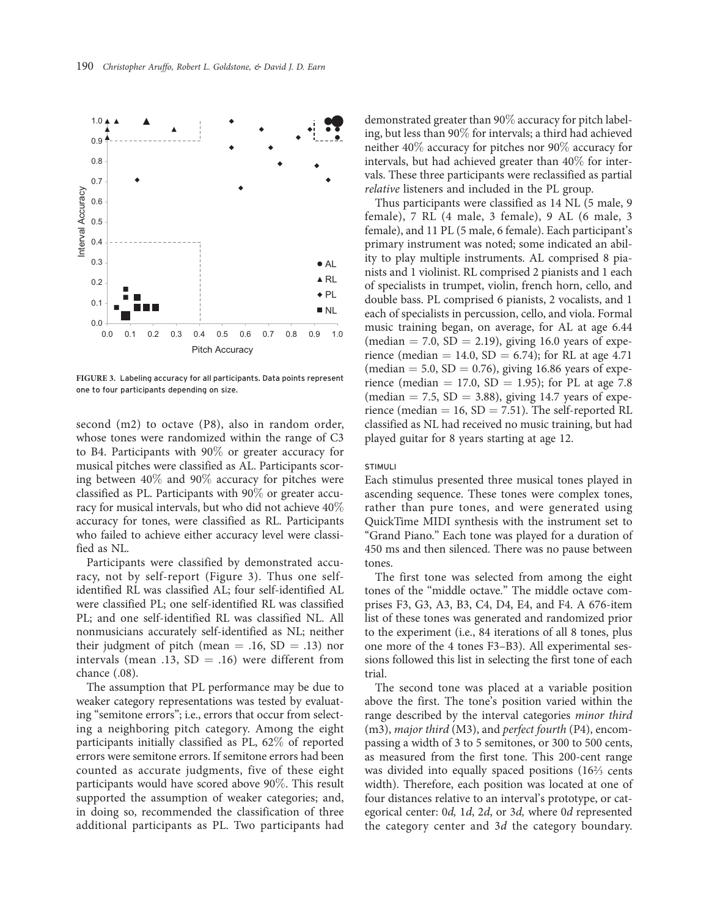FIGURE 3. Labeling accuracy for all participants. Data points represent one to four participants depending on size.

second (m2) to octave (P8), also in random order, whose tones were randomized within the range of C3 to B4. Participants with 90% or greater accuracy for musical pitches were classified as AL. Participants scoring between 40% and 90% accuracy for pitches were classified as PL. Participants with 90% or greater accuracy for musical intervals, but who did not achieve 40% accuracy for tones, were classified as RL. Participants who failed to achieve either accuracy level were classified as NL.

Participants were classified by demonstrated accuracy, not by self-report (Figure 3). Thus one self-identified RL was classified AL; four self-identified AL were classified PL; one self-identified RL was classified PL; and one self-identified RL was classified NL. All nonmusicians accurately self-identified as NL; neither their judgment of pitch (mean = .16, SD = .13) nor intervals (mean .13, SD = .16) were different from chance (.08).

The assumption that PL performance may be due to weaker category representations was tested by evaluating "semitone errors"; i.e., errors that occur from selecting a neighboring pitch category. Among the eight participants initially classified as PL, 62% of reported errors were semitone errors. If semitone errors had been counted as accurate judgments, five of these eight participants would have scored above 90%. This result supported the assumption of weaker categories; and, in doing so, recommended the classification of three additional participants as PL. Two participants had demonstrated greater than 90% accuracy for pitch labeling, but less than 90% for intervals; a third had achieved neither 40% accuracy for pitches nor 90% accuracy for intervals, but had achieved greater than 40% for intervals. These three participants were reclassified as partial *relative* listeners and included in the PL group.

Thus participants were classified as 14 NL (5 male, 9 female), 7 RL (4 male, 3 female), 9 AL (6 male, 3 female), and 11 PL (5 male, 6 female). Each participant's primary instrument was noted; some indicated an ability to play multiple instruments. AL comprised 8 pianists and 1 violinist. RL comprised 2 pianists and 1 each of specialists in trumpet, violin, french horn, cello, and double bass. PL comprised 6 pianists, 2 vocalists, and 1 each of specialists in percussion, cello, and viola. Formal music training began, on average, for AL at age 6.44 (median = 7.0, SD = 2.19), giving 16.0 years of experience (median = 14.0, SD = 6.74); for RL at age 4.71 (median = 5.0, SD = 0.76), giving 16.86 years of experience (median = 17.0, SD = 1.95); for PL at age 7.8 (median = 7.5, SD = 3.88), giving 14.7 years of experience (median = 16, SD = 7.51). The self-reported RL classified as NL had received no music training, but had played guitar for 8 years starting at age 12.

### STIMULI

Each stimulus presented three musical tones played in ascending sequence. These tones were complex tones, rather than pure tones, and were generated using QuickTime MIDI synthesis with the instrument set to "Grand Piano." Each tone was played for a duration of 450 ms and then silenced. There was no pause between tones.

The first tone was selected from among the eight tones of the "middle octave." The middle octave comprises F3, G3, A3, B3, C4, D4, E4, and F4. A 676-item list of these tones was generated and randomized prior to the experiment (i.e., 84 iterations of all 8 tones, plus one more of the 4 tones F3–B3). All experimental sessions followed this list in selecting the first tone of each trial.

The second tone was placed at a variable position above the first. The tone's position varied within the range described by the interval categories *minor third* (m3), *major third* (M3), and *perfect fourth* (P4), encompassing a width of 3 to 5 semitones, or 300 to 500 cents, as measured from the first tone. This 200-cent range was divided into equally spaced positions (16⅔ cents width). Therefore, each position was located at one of four distances relative to an interval's prototype, or categorical center: 0*d*, 1*d*, 2*d*, or 3*d*, where 0*d* represented the category center and 3*d* the category boundary.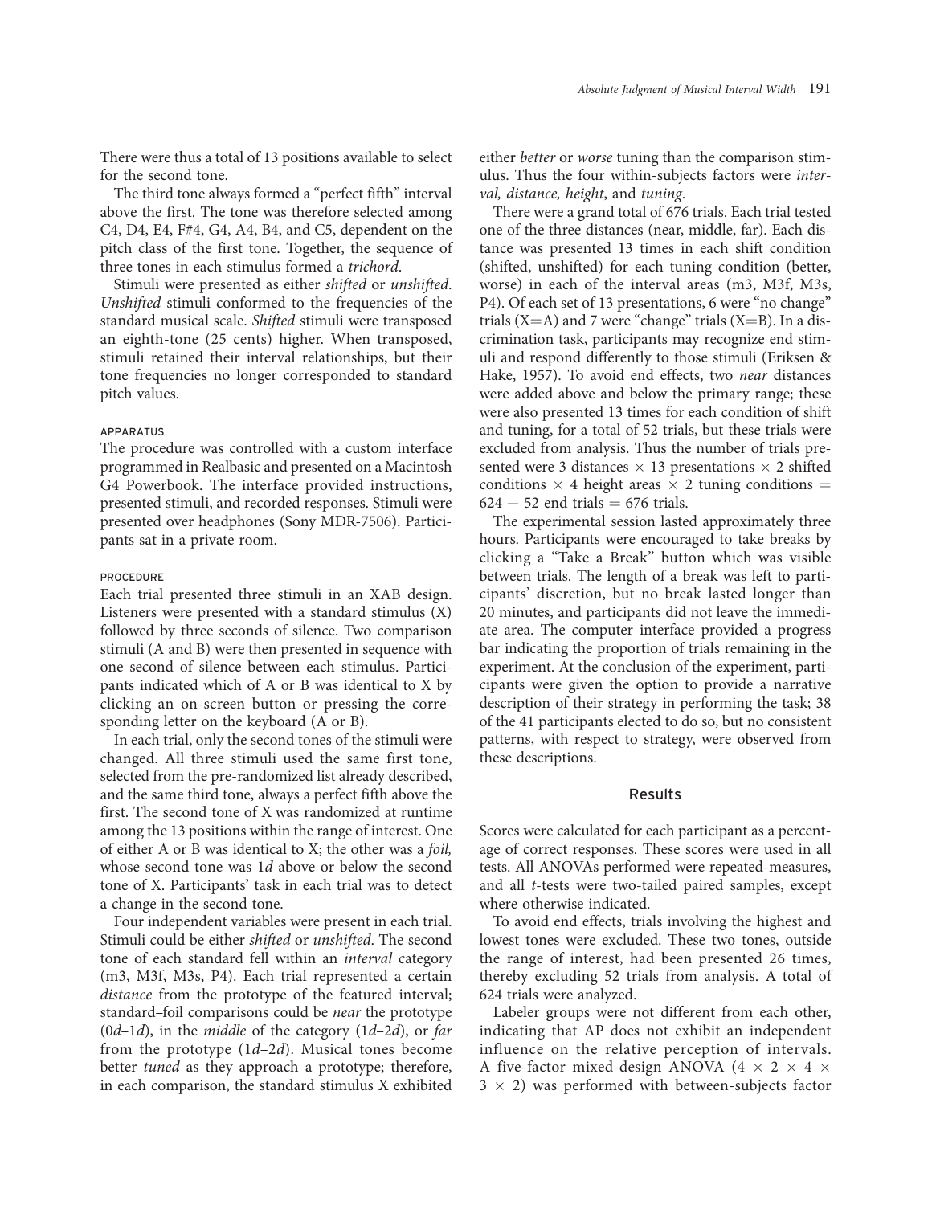There were thus a total of 13 positions available to select for the second tone.

The third tone always formed a "perfect fifth" interval above the first. The tone was therefore selected among C4, D4, E4, F#4, G4, A4, B4, and C5, dependent on the pitch class of the first tone. Together, the sequence of three tones in each stimulus formed a *trichord*.

Stimuli were presented as either *shifted* or *unshifted*. *Unshifted* stimuli conformed to the frequencies of the standard musical scale. *Shifted* stimuli were transposed an eighth-tone (25 cents) higher. When transposed, stimuli retained their interval relationships, but their tone frequencies no longer corresponded to standard pitch values.

### APPARATUS

The procedure was controlled with a custom interface programmed in Realbasic and presented on a Macintosh G4 Powerbook. The interface provided instructions, presented stimuli, and recorded responses. Stimuli were presented over headphones (Sony MDR-7506). Participants sat in a private room.

### PROCEDURE

Each trial presented three stimuli in an XAB design. Listeners were presented with a standard stimulus (X) followed by three seconds of silence. Two comparison stimuli (A and B) were then presented in sequence with one second of silence between each stimulus. Participants indicated which of A or B was identical to X by clicking an on-screen button or pressing the corresponding letter on the keyboard (A or B).

In each trial, only the second tones of the stimuli were changed. All three stimuli used the same first tone, selected from the pre-randomized list already described, and the same third tone, always a perfect fifth above the first. The second tone of X was randomized at runtime among the 13 positions within the range of interest. One of either A or B was identical to X; the other was a *foil,* whose second tone was 1*d* above or below the second tone of X. Participants' task in each trial was to detect a change in the second tone.

Four independent variables were present in each trial. Stimuli could be either *shifted* or *unshifted*. The second tone of each standard fell within an *interval* category (m3, M3f, M3s, P4). Each trial represented a certain *distance* from the prototype of the featured interval; standard–foil comparisons could be *near* the prototype (0*d*–1*d*), in the *middle* of the category (1*d*–2*d*), or *far* from the prototype (1*d*–2*d*). Musical tones become better *tuned* as they approach a prototype; therefore, in each comparison, the standard stimulus X exhibited either *better* or *worse* tuning than the comparison stimulus. Thus the four within-subjects factors were *interval, distance, height*, and *tuning*.

There were a grand total of 676 trials. Each trial tested one of the three distances (near, middle, far). Each distance was presented 13 times in each shift condition (shifted, unshifted) for each tuning condition (better, worse) in each of the interval areas (m3, M3f, M3s, P4). Of each set of 13 presentations, 6 were "no change" trials (X=A) and 7 were "change" trials (X=B). In a discrimination task, participants may recognize end stimuli and respond differently to those stimuli (Eriksen & Hake, 1957). To avoid end effects, two *near* distances were added above and below the primary range; these were also presented 13 times for each condition of shift and tuning, for a total of 52 trials, but these trials were excluded from analysis. Thus the number of trials presented were 3 distances $\times$ 13 presentations $\times$ 2 shifted conditions $\times$ 4 height areas $\times$ 2 tuning conditions $=$ 624 $+$ 52 end trials $=$ 676 trials.

The experimental session lasted approximately three hours. Participants were encouraged to take breaks by clicking a "Take a Break" button which was visible between trials. The length of a break was left to participants' discretion, but no break lasted longer than 20 minutes, and participants did not leave the immediate area. The computer interface provided a progress bar indicating the proportion of trials remaining in the experiment. At the conclusion of the experiment, participants were given the option to provide a narrative description of their strategy in performing the task; 38 of the 41 participants elected to do so, but no consistent patterns, with respect to strategy, were observed from these descriptions.

## Results

Scores were calculated for each participant as a percentage of correct responses. These scores were used in all tests. All ANOVAs performed were repeated-measures, and all *t*-tests were two-tailed paired samples, except where otherwise indicated.

To avoid end effects, trials involving the highest and lowest tones were excluded. These two tones, outside the range of interest, had been presented 26 times, thereby excluding 52 trials from analysis. A total of 624 trials were analyzed.

Labeler groups were not different from each other, indicating that AP does not exhibit an independent influence on the relative perception of intervals. A five-factor mixed-design ANOVA ($4 \times 2 \times 4 \times 3 \times 2$) was performed with between-subjects factor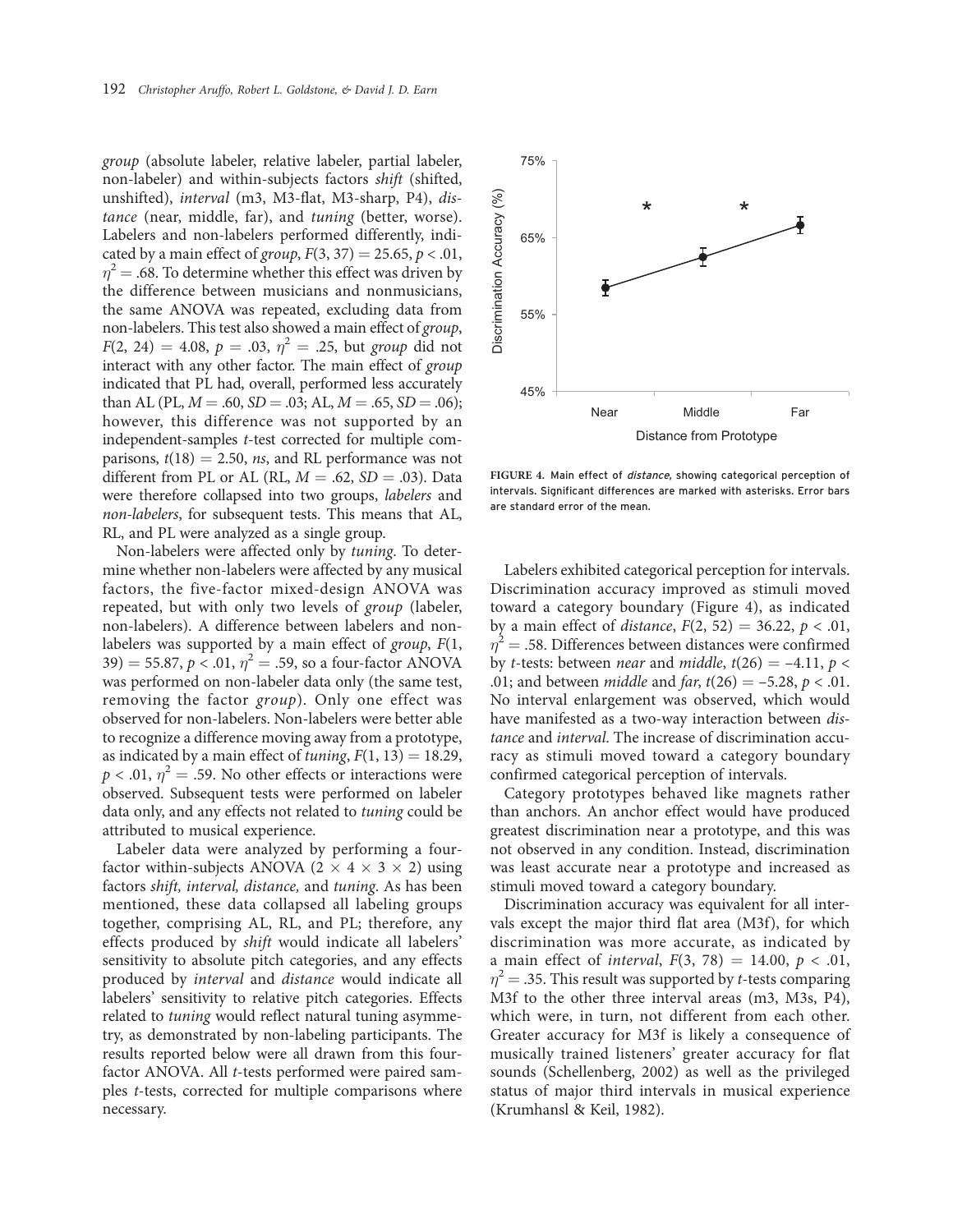*group* (absolute labeler, relative labeler, partial labeler, non-labeler) and within-subjects factors *shift* (shifted, unshifted), *interval* (m3, M3-flat, M3-sharp, P4), *distance* (near, middle, far), and *tuning* (better, worse). Labelers and non-labelers performed differently, indicated by a main effect of *group*, $F(3, 37) = 25.65$, $p < .01$, $\eta^2 = .68$. To determine whether this effect was driven by the difference between musicians and nonmusicians, the same ANOVA was repeated, excluding data from non-labelers. This test also showed a main effect of *group*, $F(2, 24) = 4.08$, $p = .03$, $\eta^2 = .25$, but *group* did not interact with any other factor. The main effect of *group* indicated that PL had, overall, performed less accurately than AL (PL, $M = .60$, $SD = .03$; AL, $M = .65$, $SD = .06$); however, this difference was not supported by an independent-samples *t*-test corrected for multiple comparisons, $t(18) = 2.50$, *ns*, and RL performance was not different from PL or AL (RL, $M = .62$, $SD = .03$). Data were therefore collapsed into two groups, *labelers* and *non-labelers*, for subsequent tests. This means that AL, RL, and PL were analyzed as a single group.

Non-labelers were affected only by *tuning*. To determine whether non-labelers were affected by any musical factors, the five-factor mixed-design ANOVA was repeated, but with only two levels of *group* (labeler, non-labelers). A difference between labelers and non-labelers was supported by a main effect of *group*, $F(1, 39) = 55.87$, $p < .01$, $\eta^2 = .59$, so a four-factor ANOVA was performed on non-labeler data only (the same test, removing the factor *group*). Only one effect was observed for non-labelers. Non-labelers were better able to recognize a difference moving away from a prototype, as indicated by a main effect of *tuning*, $F(1, 13) = 18.29$, $p < .01$, $\eta^2 = .59$. No other effects or interactions were observed. Subsequent tests were performed on labeler data only, and any effects not related to *tuning* could be attributed to musical experience.

Labeler data were analyzed by performing a four-factor within-subjects ANOVA ($2 \times 4 \times 3 \times 2$) using factors *shift, interval, distance,* and *tuning*. As has been mentioned, these data collapsed all labeling groups together, comprising AL, RL, and PL; therefore, any effects produced by *shift* would indicate all labelers' sensitivity to absolute pitch categories, and any effects produced by *interval* and *distance* would indicate all labelers' sensitivity to relative pitch categories. Effects related to *tuning* would reflect natural tuning asymmetry, as demonstrated by non-labeling participants. The results reported below were all drawn from this four-factor ANOVA. All *t*-tests performed were paired samples *t*-tests, corrected for multiple comparisons where necessary.

FIGURE 4. Main effect of *distance*, showing categorical perception of intervals. Significant differences are marked with asterisks. Error bars are standard error of the mean.

Labelers exhibited categorical perception for intervals. Discrimination accuracy improved as stimuli moved toward a category boundary (Figure 4), as indicated by a main effect of *distance*, $F(2, 52) = 36.22$, $p < .01$, $\eta^2 = .58$. Differences between distances were confirmed by *t*-tests: between *near* and *middle*, $t(26) = -4.11$, $p < .01$; and between *middle* and *far*, $t(26) = -5.28$, $p < .01$. No interval enlargement was observed, which would have manifested as a two-way interaction between *distance* and *interval*. The increase of discrimination accuracy as stimuli moved toward a category boundary confirmed categorical perception of intervals.

Category prototypes behaved like magnets rather than anchors. An anchor effect would have produced greatest discrimination near a prototype, and this was not observed in any condition. Instead, discrimination was least accurate near a prototype and increased as stimuli moved toward a category boundary.

Discrimination accuracy was equivalent for all intervals except the major third flat area (M3f), for which discrimination was more accurate, as indicated by a main effect of *interval*, $F(3, 78) = 14.00$, $p < .01$, $\eta^2 = .35$. This result was supported by *t*-tests comparing M3f to the other three interval areas (m3, M3s, P4), which were, in turn, not different from each other. Greater accuracy for M3f is likely a consequence of musically trained listeners' greater accuracy for flat sounds (Schellenberg, 2002) as well as the privileged status of major third intervals in musical experience (Krumhansl & Keil, 1982).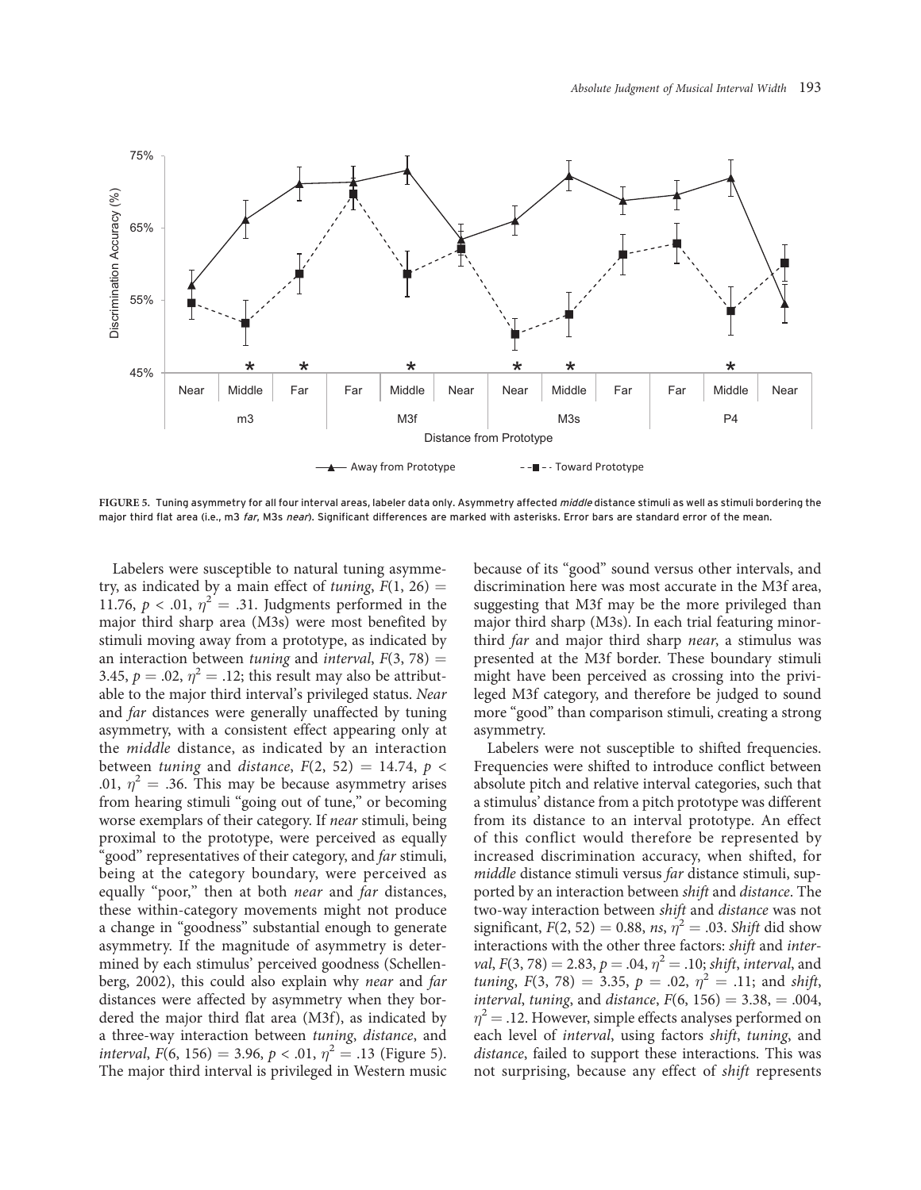FIGURE 5. Tuning asymmetry for all four interval areas, labeler data only. Asymmetry affected *middle* distance stimuli as well as stimuli bordering the major third flat area (i.e., m3 *far*, M3s *near*). Significant differences are marked with asterisks. Error bars are standard error of the mean.

Labelers were susceptible to natural tuning asymmetry, as indicated by a main effect of *tuning*, $F(1, 26) = 11.76$, $p < .01$, $\eta^2 = .31$. Judgments performed in the major third sharp area (M3s) were most benefited by stimuli moving away from a prototype, as indicated by an interaction between *tuning* and *interval*, $F(3, 78) = 3.45$, $p = .02$, $\eta^2 = .12$; this result may also be attributable to the major third interval's privileged status. *Near* and *far* distances were generally unaffected by tuning asymmetry, with a consistent effect appearing only at the *middle* distance, as indicated by an interaction between *tuning* and *distance*, $F(2, 52) = 14.74$, $p < .01$, $\eta^2 = .36$. This may be because asymmetry arises from hearing stimuli "going out of tune," or becoming worse exemplars of their category. If *near* stimuli, being proximal to the prototype, were perceived as equally "good" representatives of their category, and *far* stimuli, being at the category boundary, were perceived as equally "poor," then at both *near* and *far* distances, these within-category movements might not produce a change in "goodness" substantial enough to generate asymmetry. If the magnitude of asymmetry is determined by each stimulus' perceived goodness (Schellenberg, 2002), this could also explain why *near* and *far* distances were affected by asymmetry when they bordered the major third flat area (M3f), as indicated by a three-way interaction between *tuning*, *distance*, and *interval*, $F(6, 156) = 3.96$, $p < .01$, $\eta^2 = .13$ (Figure 5). The major third interval is privileged in Western music because of its "good" sound versus other intervals, and discrimination here was most accurate in the M3f area, suggesting that M3f may be the more privileged than major third sharp (M3s). In each trial featuring minor-third *far* and major third sharp *near*, a stimulus was presented at the M3f border. These boundary stimuli might have been perceived as crossing into the privileged M3f category, and therefore be judged to sound more "good" than comparison stimuli, creating a strong asymmetry.

Labelers were not susceptible to shifted frequencies. Frequencies were shifted to introduce conflict between absolute pitch and relative interval categories, such that a stimulus' distance from a pitch prototype was different from its distance to an interval prototype. An effect of this conflict would therefore be represented by increased discrimination accuracy, when shifted, for *middle* distance stimuli versus *far* distance stimuli, supported by an interaction between *shift* and *distance*. The two-way interaction between *shift* and *distance* was not significant, $F(2, 52) = 0.88$, *ns*, $\eta^2 = .03$. *Shift* did show interactions with the other three factors: *shift* and *interval*, $F(3, 78) = 2.83$, $p = .04$, $\eta^2 = .10$; *shift*, *interval*, and *tuning*, $F(3, 78) = 3.35$, $p = .02$, $\eta^2 = .11$; and *shift*, *interval*, *tuning*, and *distance*, $F(6, 156) = 3.38$, $= .004$, $\eta^2 = .12$. However, simple effects analyses performed on each level of *interval*, using factors *shift*, *tuning*, and *distance*, failed to support these interactions. This was not surprising, because any effect of *shift* represents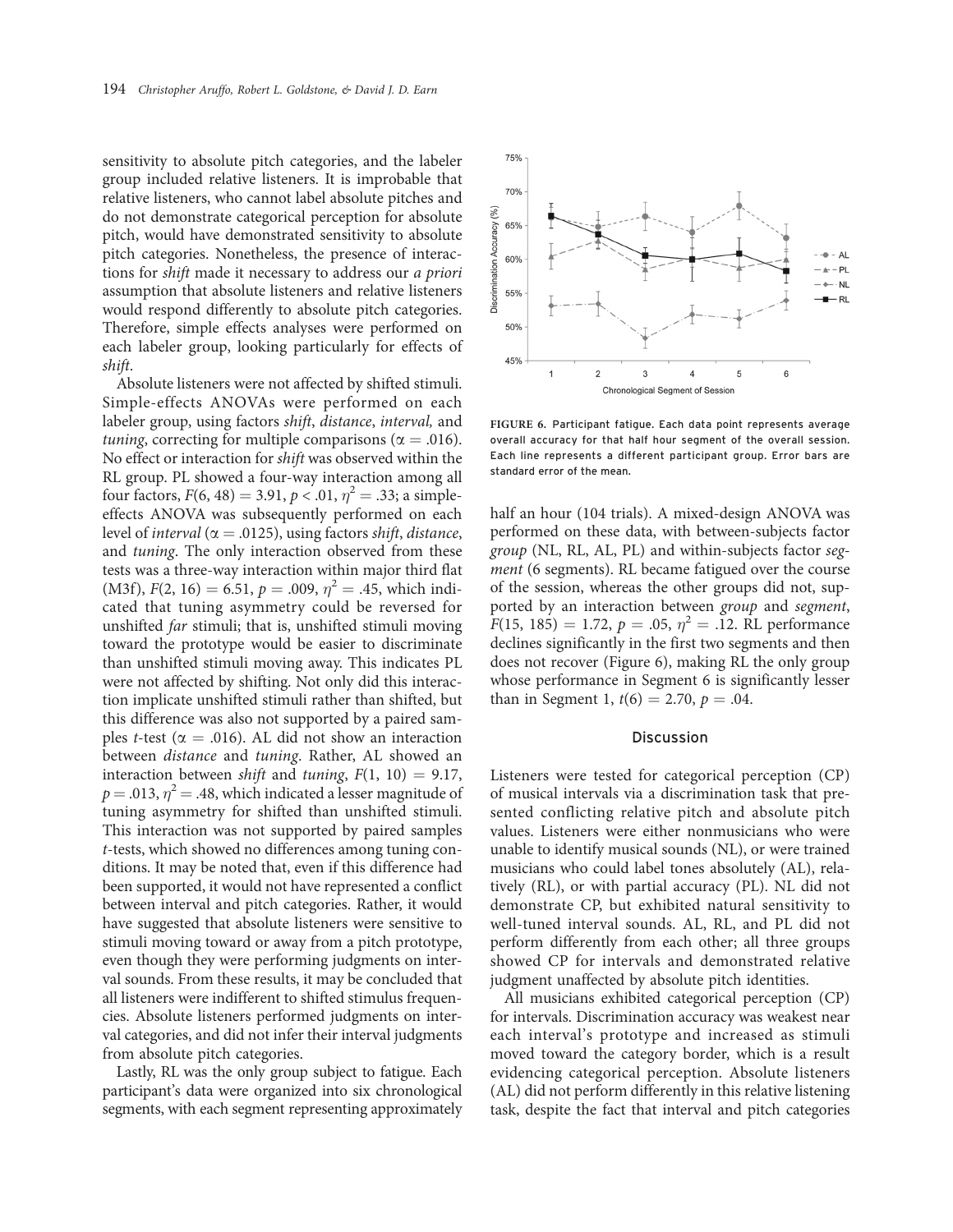sensitivity to absolute pitch categories, and the labeler group included relative listeners. It is improbable that relative listeners, who cannot label absolute pitches and do not demonstrate categorical perception for absolute pitch, would have demonstrated sensitivity to absolute pitch categories. Nonetheless, the presence of interactions for *shift* made it necessary to address our *a priori* assumption that absolute listeners and relative listeners would respond differently to absolute pitch categories. Therefore, simple effects analyses were performed on each labeler group, looking particularly for effects of *shift*.

Absolute listeners were not affected by shifted stimuli. Simple-effects ANOVAs were performed on each labeler group, using factors *shift*, *distance*, *interval,* and *tuning*, correcting for multiple comparisons ($\alpha = .016$). No effect or interaction for *shift* was observed within the RL group. PL showed a four-way interaction among all four factors, $F(6, 48) = 3.91$, $p < .01$, $\eta^2 = .33$; a simple-effects ANOVA was subsequently performed on each level of *interval* ($\alpha = .0125$), using factors *shift*, *distance*, and *tuning*. The only interaction observed from these tests was a three-way interaction within major third flat (M3f), $F(2, 16) = 6.51$, $p = .009$, $\eta^2 = .45$, which indicated that tuning asymmetry could be reversed for unshifted *far* stimuli; that is, unshifted stimuli moving toward the prototype would be easier to discriminate than unshifted stimuli moving away. This indicates PL were not affected by shifting. Not only did this interaction implicate unshifted stimuli rather than shifted, but this difference was also not supported by a paired samples *t*-test ($\alpha = .016$). AL did not show an interaction between *distance* and *tuning*. Rather, AL showed an interaction between *shift* and *tuning*, $F(1, 10) = 9.17$, $p = .013$, $\eta^2 = .48$, which indicated a lesser magnitude of tuning asymmetry for shifted than unshifted stimuli. This interaction was not supported by paired samples *t*-tests, which showed no differences among tuning conditions. It may be noted that, even if this difference had been supported, it would not have represented a conflict between interval and pitch categories. Rather, it would have suggested that absolute listeners were sensitive to stimuli moving toward or away from a pitch prototype, even though they were performing judgments on interval sounds. From these results, it may be concluded that all listeners were indifferent to shifted stimulus frequencies. Absolute listeners performed judgments on interval categories, and did not infer their interval judgments from absolute pitch categories.

Lastly, RL was the only group subject to fatigue. Each participant's data were organized into six chronological segments, with each segment representing approximately half an hour (104 trials). A mixed-design ANOVA was performed on these data, with between-subjects factor *group* (NL, RL, AL, PL) and within-subjects factor *segment* (6 segments). RL became fatigued over the course of the session, whereas the other groups did not, supported by an interaction between *group* and *segment*, $F(15, 185) = 1.72$, $p = .05$, $\eta^2 = .12$. RL performance declines significantly in the first two segments and then does not recover (Figure 6), making RL the only group whose performance in Segment 6 is significantly lesser than in Segment 1, $t(6) = 2.70$, $p = .04$.

FIGURE 6. Participant fatigue. Each data point represents average overall accuracy for that half hour segment of the overall session. Each line represents a different participant group. Error bars are standard error of the mean.

## Discussion

Listeners were tested for categorical perception (CP) of musical intervals via a discrimination task that presented conflicting relative pitch and absolute pitch values. Listeners were either nonmusicians who were unable to identify musical sounds (NL), or were trained musicians who could label tones absolutely (AL), relatively (RL), or with partial accuracy (PL). NL did not demonstrate CP, but exhibited natural sensitivity to well-tuned interval sounds. AL, RL, and PL did not perform differently from each other; all three groups showed CP for intervals and demonstrated relative judgment unaffected by absolute pitch identities.

All musicians exhibited categorical perception (CP) for intervals. Discrimination accuracy was weakest near each interval's prototype and increased as stimuli moved toward the category border, which is a result evidencing categorical perception. Absolute listeners (AL) did not perform differently in this relative listening task, despite the fact that interval and pitch categories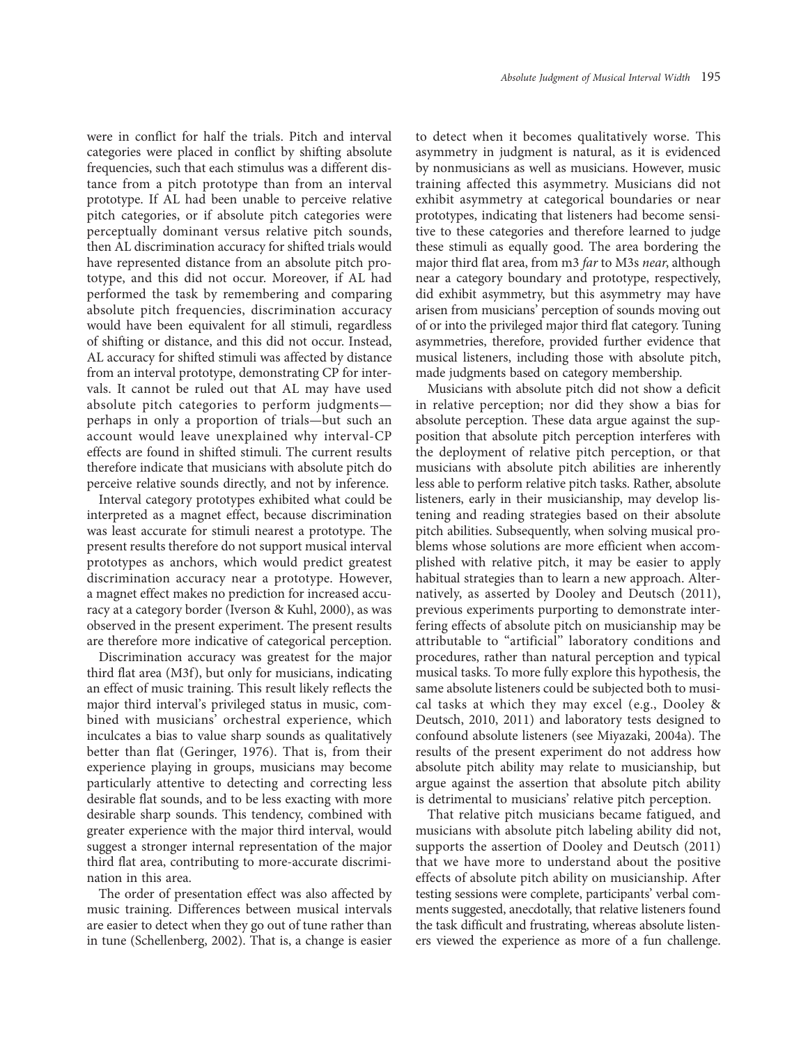were in conflict for half the trials. Pitch and interval categories were placed in conflict by shifting absolute frequencies, such that each stimulus was a different distance from a pitch prototype than from an interval prototype. If AL had been unable to perceive relative pitch categories, or if absolute pitch categories were perceptually dominant versus relative pitch sounds, then AL discrimination accuracy for shifted trials would have represented distance from an absolute pitch prototype, and this did not occur. Moreover, if AL had performed the task by remembering and comparing absolute pitch frequencies, discrimination accuracy would have been equivalent for all stimuli, regardless of shifting or distance, and this did not occur. Instead, AL accuracy for shifted stimuli was affected by distance from an interval prototype, demonstrating CP for intervals. It cannot be ruled out that AL may have used absolute pitch categories to perform judgments—perhaps in only a proportion of trials—but such an account would leave unexplained why interval-CP effects are found in shifted stimuli. The current results therefore indicate that musicians with absolute pitch do perceive relative sounds directly, and not by inference.

Interval category prototypes exhibited what could be interpreted as a magnet effect, because discrimination was least accurate for stimuli nearest a prototype. The present results therefore do not support musical interval prototypes as anchors, which would predict greatest discrimination accuracy near a prototype. However, a magnet effect makes no prediction for increased accuracy at a category border (Iverson & Kuhl, 2000), as was observed in the present experiment. The present results are therefore more indicative of categorical perception.

Discrimination accuracy was greatest for the major third flat area (M3f), but only for musicians, indicating an effect of music training. This result likely reflects the major third interval's privileged status in music, combined with musicians' orchestral experience, which inculcates a bias to value sharp sounds as qualitatively better than flat (Geringer, 1976). That is, from their experience playing in groups, musicians may become particularly attentive to detecting and correcting less desirable flat sounds, and to be less exacting with more desirable sharp sounds. This tendency, combined with greater experience with the major third interval, would suggest a stronger internal representation of the major third flat area, contributing to more-accurate discrimination in this area.

The order of presentation effect was also affected by music training. Differences between musical intervals are easier to detect when they go out of tune rather than in tune (Schellenberg, 2002). That is, a change is easier to detect when it becomes qualitatively worse. This asymmetry in judgment is natural, as it is evidenced by nonmusicians as well as musicians. However, music training affected this asymmetry. Musicians did not exhibit asymmetry at categorical boundaries or near prototypes, indicating that listeners had become sensitive to these categories and therefore learned to judge these stimuli as equally good. The area bordering the major third flat area, from m3 *far* to M3s *near*, although near a category boundary and prototype, respectively, did exhibit asymmetry, but this asymmetry may have arisen from musicians' perception of sounds moving out of or into the privileged major third flat category. Tuning asymmetries, therefore, provided further evidence that musical listeners, including those with absolute pitch, made judgments based on category membership.

Musicians with absolute pitch did not show a deficit in relative perception; nor did they show a bias for absolute perception. These data argue against the supposition that absolute pitch perception interferes with the deployment of relative pitch perception, or that musicians with absolute pitch abilities are inherently less able to perform relative pitch tasks. Rather, absolute listeners, early in their musicianship, may develop listening and reading strategies based on their absolute pitch abilities. Subsequently, when solving musical problems whose solutions are more efficient when accomplished with relative pitch, it may be easier to apply habitual strategies than to learn a new approach. Alternatively, as asserted by Dooley and Deutsch (2011), previous experiments purporting to demonstrate interfering effects of absolute pitch on musicianship may be attributable to "artificial" laboratory conditions and procedures, rather than natural perception and typical musical tasks. To more fully explore this hypothesis, the same absolute listeners could be subjected both to musical tasks at which they may excel (e.g., Dooley & Deutsch, 2010, 2011) and laboratory tests designed to confound absolute listeners (see Miyazaki, 2004a). The results of the present experiment do not address how absolute pitch ability may relate to musicianship, but argue against the assertion that absolute pitch ability is detrimental to musicians' relative pitch perception.

That relative pitch musicians became fatigued, and musicians with absolute pitch labeling ability did not, supports the assertion of Dooley and Deutsch (2011) that we have more to understand about the positive effects of absolute pitch ability on musicianship. After testing sessions were complete, participants' verbal comments suggested, anecdotally, that relative listeners found the task difficult and frustrating, whereas absolute listeners viewed the experience as more of a fun challenge.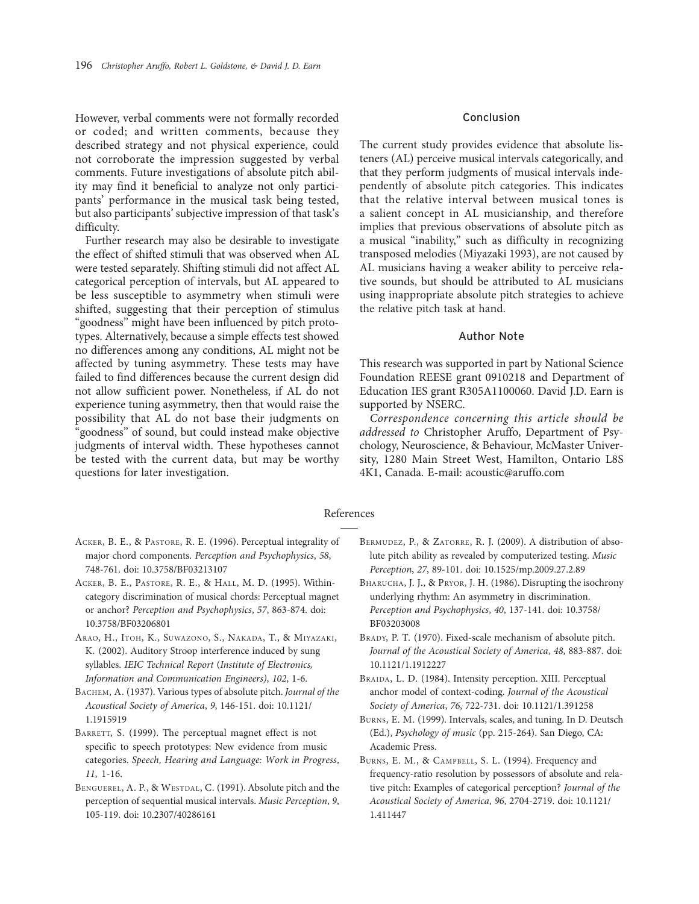However, verbal comments were not formally recorded or coded; and written comments, because they described strategy and not physical experience, could not corroborate the impression suggested by verbal comments. Future investigations of absolute pitch ability may find it beneficial to analyze not only participants' performance in the musical task being tested, but also participants' subjective impression of that task's difficulty.

Further research may also be desirable to investigate the effect of shifted stimuli that was observed when AL were tested separately. Shifting stimuli did not affect AL categorical perception of intervals, but AL appeared to be less susceptible to asymmetry when stimuli were shifted, suggesting that their perception of stimulus "goodness" might have been influenced by pitch prototypes. Alternatively, because a simple effects test showed no differences among any conditions, AL might not be affected by tuning asymmetry. These tests may have failed to find differences because the current design did not allow sufficient power. Nonetheless, if AL do not experience tuning asymmetry, then that would raise the possibility that AL do not base their judgments on "goodness" of sound, but could instead make objective judgments of interval width. These hypotheses cannot be tested with the current data, but may be worthy questions for later investigation.

## Conclusion

The current study provides evidence that absolute listeners (AL) perceive musical intervals categorically, and that they perform judgments of musical intervals independently of absolute pitch categories. This indicates that the relative interval between musical tones is a salient concept in AL musicianship, and therefore implies that previous observations of absolute pitch as a musical "inability," such as difficulty in recognizing transposed melodies (Miyazaki 1993), are not caused by AL musicians having a weaker ability to perceive relative sounds, but should be attributed to AL musicians using inappropriate absolute pitch strategies to achieve the relative pitch task at hand.

## Author Note

This research was supported in part by National Science Foundation REESE grant 0910218 and Department of Education IES grant R305A1100060. David J.D. Earn is supported by NSERC.

*Correspondence concerning this article should be addressed to* Christopher Aruffo, Department of Psychology, Neuroscience, & Behaviour, McMaster University, 1280 Main Street West, Hamilton, Ontario L8S 4K1, Canada. E-mail: acoustic@aruffo.com

## References

Acker, B. E., & Pastore, R. E. (1996). Perceptual integrality of major chord components. *Perception and Psychophysics*, *58*, 748-761. doi: 10.3758/BF03213107

Acker, B. E., Pastore, R. E., & Hall, M. D. (1995). Within-category discrimination of musical chords: Perceptual magnet or anchor? *Perception and Psychophysics*, *57*, 863-874. doi: 10.3758/BF03206801

Arao, H., Itoh, K., Suwazono, S., Nakada, T., & Miyazaki, K. (2002). Auditory Stroop interference induced by sung syllables. *IEIC Technical Report (Institute of Electronics, Information and Communication Engineers)*, *102*, 1-6.

Bachem, A. (1937). Various types of absolute pitch. *Journal of the Acoustical Society of America*, *9*, 146-151. doi: 10.1121/1.1915919

Barrett, S. (1999). The perceptual magnet effect is not specific to speech prototypes: New evidence from music categories. *Speech, Hearing and Language: Work in Progress*, *11*, 1-16.

Benguerel, A. P., & Westdal, C. (1991). Absolute pitch and the perception of sequential musical intervals. *Music Perception*, *9*, 105-119. doi: 10.2307/40286161

Bermudez, P., & Zatorre, R. J. (2009). A distribution of absolute pitch ability as revealed by computerized testing. *Music Perception*, *27*, 89-101. doi: 10.1525/mp.2009.27.2.89

Bharucha, J. J., & Pryor, J. H. (1986). Disrupting the isochrony underlying rhythm: An asymmetry in discrimination. *Perception and Psychophysics*, *40*, 137-141. doi: 10.3758/BF03203008

Brady, P. T. (1970). Fixed-scale mechanism of absolute pitch. *Journal of the Acoustical Society of America*, *48*, 883-887. doi: 10.1121/1.1912227

Braida, L. D. (1984). Intensity perception. XIII. Perceptual anchor model of context-coding. *Journal of the Acoustical Society of America*, *76*, 722-731. doi: 10.1121/1.391258

Burns, E. M. (1999). Intervals, scales, and tuning. In D. Deutsch (Ed.), *Psychology of music* (pp. 215-264). San Diego, CA: Academic Press.

Burns, E. M., & Campbell, S. L. (1994). Frequency and frequency-ratio resolution by possessors of absolute and relative pitch: Examples of categorical perception? *Journal of the Acoustical Society of America*, *96*, 2704-2719. doi: 10.1121/1.411447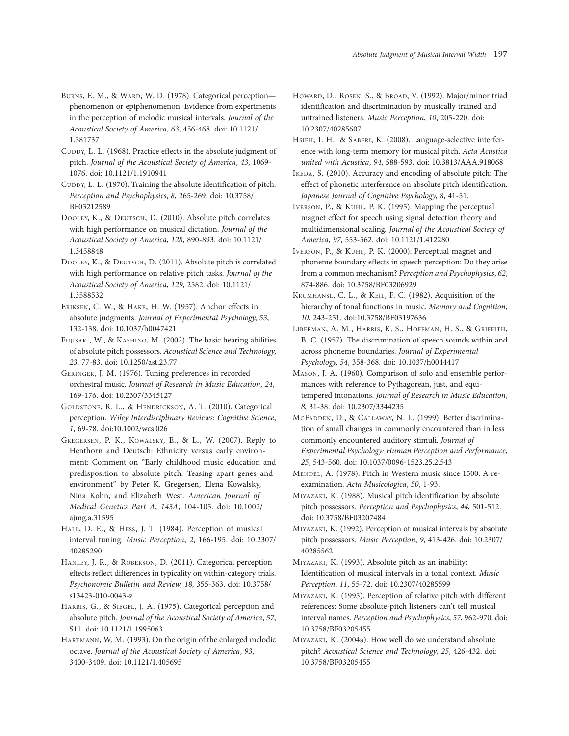Burns, E. M., & Ward, W. D. (1978). Categorical perception—phenomenon or epiphenomenon: Evidence from experiments in the perception of melodic musical intervals. *Journal of the Acoustical Society of America*, *63*, 456-468. doi: 10.1121/1.381737

Cuddy, L. L. (1968). Practice effects in the absolute judgment of pitch. *Journal of the Acoustical Society of America*, *43*, 1069-1076. doi: 10.1121/1.1910941

Cuddy, L. L. (1970). Training the absolute identification of pitch. *Perception and Psychophysics*, *8*, 265-269. doi: 10.3758/BF03212589

Dooley, K., & Deutsch, D. (2010). Absolute pitch correlates with high performance on musical dictation. *Journal of the Acoustical Society of America*, *128*, 890-893. doi: 10.1121/1.3458848

Dooley, K., & Deutsch, D. (2011). Absolute pitch is correlated with high performance on relative pitch tasks. *Journal of the Acoustical Society of America*, *129*, 2582. doi: 10.1121/1.3588532

Eriksen, C. W., & Hake, H. W. (1957). Anchor effects in absolute judgments. *Journal of Experimental Psychology*, *53*, 132-138. doi: 10.1037/h0047421

Fujisaki, W., & Kashino, M. (2002). The basic hearing abilities of absolute pitch possessors. *Acoustical Science and Technology*, *23*, 77-83. doi: 10.1250/ast.23.77

Geringer, J. M. (1976). Tuning preferences in recorded orchestral music. *Journal of Research in Music Education*, *24*, 169-176. doi: 10.2307/3345127

Goldstone, R. L., & Hendrickson, A. T. (2010). Categorical perception. *Wiley Interdisciplinary Reviews: Cognitive Science*, *1*, 69-78. doi:10.1002/wcs.026

Gregersen, P. K., Kowalsky, E., & Li, W. (2007). Reply to Henthorn and Deutsch: Ethnicity versus early environment: Comment on "Early childhood music education and predisposition to absolute pitch: Teasing apart genes and environment" by Peter K. Gregersen, Elena Kowalsky, Nina Kohn, and Elizabeth West. *American Journal of Medical Genetics Part A*, *143A*, 104-105. doi: 10.1002/ajmg.a.31595

Hall, D. E., & Hess, J. T. (1984). Perception of musical interval tuning. *Music Perception*, *2*, 166-195. doi: 10.2307/40285290

Hanley, J. R., & Roberson, D. (2011). Categorical perception effects reflect differences in typicality on within-category trials. *Psychonomic Bulletin and Review*, *18*, 355-363. doi: 10.3758/s13423-010-0043-z

Harris, G., & Siegel, J. A. (1975). Categorical perception and absolute pitch. *Journal of the Acoustical Society of America*, *57*, S11. doi: 10.1121/1.1995063

Hartmann, W. M. (1993). On the origin of the enlarged melodic octave. *Journal of the Acoustical Society of America*, *93*, 3400-3409. doi: 10.1121/1.405695

Howard, D., Rosen, S., & Broad, V. (1992). Major/minor triad identification and discrimination by musically trained and untrained listeners. *Music Perception*, *10*, 205-220. doi: 10.2307/40285607

Hsieh, I. H., & Saberi, K. (2008). Language-selective interference with long-term memory for musical pitch. *Acta Acustica united with Acustica*, *94*, 588-593. doi: 10.3813/AAA.918068

Ikeda, S. (2010). Accuracy and encoding of absolute pitch: The effect of phonetic interference on absolute pitch identification. *Japanese Journal of Cognitive Psychology*, *8*, 41-51.

Iverson, P., & Kuhl, P. K. (1995). Mapping the perceptual magnet effect for speech using signal detection theory and multidimensional scaling. *Journal of the Acoustical Society of America*, *97*, 553-562. doi: 10.1121/1.412280

Iverson, P., & Kuhl, P. K. (2000). Perceptual magnet and phoneme boundary effects in speech perception: Do they arise from a common mechanism? *Perception and Psychophysics*, *62*, 874-886. doi: 10.3758/BF03206929

Krumhansl, C. L., & Keil, F. C. (1982). Acquisition of the hierarchy of tonal functions in music. *Memory and Cognition*, *10*, 243-251. doi:10.3758/BF03197636

Liberman, A. M., Harris, K. S., Hoffman, H. S., & Griffith, B. C. (1957). The discrimination of speech sounds within and across phoneme boundaries. *Journal of Experimental Psychology*, *54*, 358-368. doi: 10.1037/h0044417

Mason, J. A. (1960). Comparison of solo and ensemble performances with reference to Pythagorean, just, and equi-tempered intonations. *Journal of Research in Music Education*, *8*, 31-38. doi: 10.2307/3344235

McFadden, D., & Callaway, N. L. (1999). Better discrimination of small changes in commonly encountered than in less commonly encountered auditory stimuli. *Journal of Experimental Psychology: Human Perception and Performance*, *25*, 543-560. doi: 10.1037/0096-1523.25.2.543

Mendel, A. (1978). Pitch in Western music since 1500: A re-examination. *Acta Musicologica*, *50*, 1-93.

Miyazaki, K. (1988). Musical pitch identification by absolute pitch possessors. *Perception and Psychophysics*, *44*, 501-512. doi: 10.3758/BF03207484

Miyazaki, K. (1992). Perception of musical intervals by absolute pitch possessors. *Music Perception*, *9*, 413-426. doi: 10.2307/40285562

Miyazaki, K. (1993). Absolute pitch as an inability: Identification of musical intervals in a tonal context. *Music Perception*, *11*, 55-72. doi: 10.2307/40285599

Miyazaki, K. (1995). Perception of relative pitch with different references: Some absolute-pitch listeners can't tell musical interval names. *Perception and Psychophysics*, *57*, 962-970. doi: 10.3758/BF03205455

Miyazaki, K. (2004a). How well do we understand absolute pitch? *Acoustical Science and Technology, 25*, 426-432. doi: 10.3758/BF03205455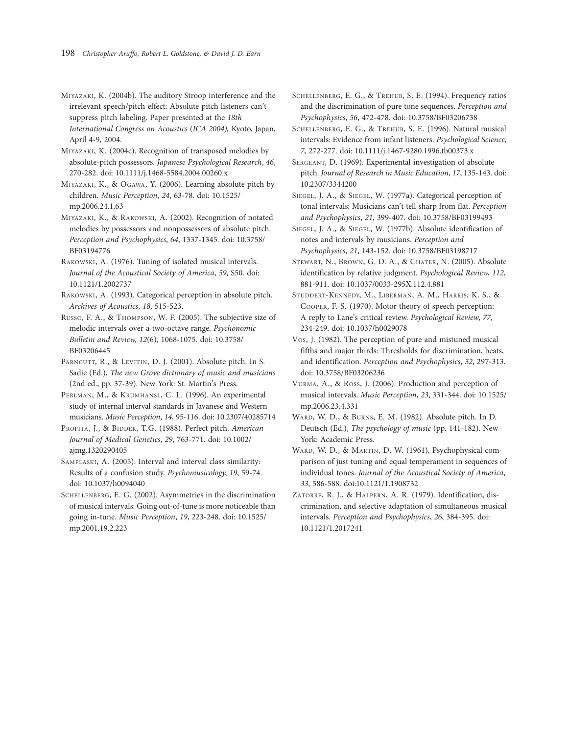Miyazaki, K. (2004b). The auditory Stroop interference and the irrelevant speech/pitch effect: Absolute pitch listeners can't suppress pitch labeling. Paper presented at the *18th International Congress on Acoustics* (*ICA 2004),* Kyoto, Japan, April 4-9, 2004.

Miyazaki, K. (2004c). Recognition of transposed melodies by absolute-pitch possessors. *Japanese Psychological Research*, *46*, 270-282. doi: 10.1111/j.1468-5584.2004.00260.x

Miyazaki, K., & Ogawa, Y. (2006). Learning absolute pitch by children. *Music Perception*, *24*, 63-78. doi: 10.1525/mp.2006.24.1.63

Miyazaki, K., & Rakowski, A. (2002). Recognition of notated melodies by possessors and nonpossessors of absolute pitch. *Perception and Psychophysics*, *64*, 1337-1345. doi: 10.3758/BF03194776

Rakowski, A. (1976). Tuning of isolated musical intervals. *Journal of the Acoustical Society of America*, *59*, S50. doi: 10.1121/1.2002737

Rakowski, A. (1993). Categorical perception in absolute pitch. *Archives of Acoustics*, *18*, 515-523.

Russo, F. A., & Thompson, W. F. (2005). The subjective size of melodic intervals over a two-octave range. *Psychonomic Bulletin and Review*, *12*(6), 1068-1075. doi: 10.3758/BF03206445

Parncutt, R., & Levitin, D. J. (2001). Absolute pitch. In S. Sadie (Ed.), *The new Grove dictionary of music and musicians* (2nd ed., pp. 37-39). New York: St. Martin's Press.

Perlman, M., & Krumhansl, C. L. (1996). An experimental study of internal interval standards in Javanese and Western musicians. *Music Perception*, *14*, 95-116. doi: 10.2307/40285714

Profita, J., & Bidder, T.G. (1988). Perfect pitch. *American Journal of Medical Genetics*, *29*, 763-771. doi: 10.1002/ajmg.1320290405

Samplaski, A. (2005). Interval and interval class similarity: Results of a confusion study. *Psychomusicology*, *19*, 59-74. doi: 10.1037/h0094040

Schellenberg, E. G. (2002). Asymmetries in the discrimination of musical intervals: Going out-of-tune is more noticeable than going in-tune. *Music Perception*, *19*, 223-248. doi: 10.1525/mp.2001.19.2.223

Schellenberg, E. G., & Trehub, S. E. (1994). Frequency ratios and the discrimination of pure tone sequences. *Perception and Psychophysics*, *56*, 472-478. doi: 10.3758/BF03206738

Schellenberg, E. G., & Trehub, S. E. (1996). Natural musical intervals: Evidence from infant listeners. *Psychological Science*, *7*, 272-277. doi: 10.1111/j.1467-9280.1996.tb00373.x

Sergeant, D. (1969). Experimental investigation of absolute pitch. *Journal of Research in Music Education, 17*, 135-143. doi: 10.2307/3344200

Siegel, J. A., & Siegel, W. (1977a). Categorical perception of tonal intervals: Musicians can't tell sharp from flat. *Perception and Psychophysics*, *21*, 399-407. doi: 10.3758/BF03199493

Siegel, J. A., & Siegel, W. (1977b). Absolute identification of notes and intervals by musicians. *Perception and Psychophysics*, *21*, 143-152. doi: 10.3758/BF03198717

Stewart, N., Brown, G. D. A., & Chater, N. (2005). Absolute identification by relative judgment. *Psychological Review*, *112*, 881-911. doi: 10.1037/0033-295X.112.4.881

Studdert-Kennedy, M., Liberman, A. M., Harris, K. S., & Cooper, F. S. (1970). Motor theory of speech perception: A reply to Lane's critical review. *Psychological Review*, *77*, 234-249. doi: 10.1037/h0029078

Vos, J. (1982). The perception of pure and mistuned musical fifths and major thirds: Thresholds for discrimination, beats, and identification. *Perception and Psychophysics*, *32*, 297-313. doi: 10.3758/BF03206236

Vurma, A., & Ross, J. (2006). Production and perception of musical intervals. *Music Perception*, *23*, 331-344. doi: 10.1525/mp.2006.23.4.331

Ward, W. D., & Burns, E. M. (1982). Absolute pitch. In D. Deutsch (Ed.), *The psychology of music* (pp. 141-182). New York: Academic Press.

Ward, W. D., & Martin, D. W. (1961). Psychophysical comparison of just tuning and equal temperament in sequences of individual tones. *Journal of the Acoustical Society of America*, *33*, 586-588. doi:10.1121/1.1908732

Zatorre, R. J., & Halpern, A. R. (1979). Identification, discrimination, and selective adaptation of simultaneous musical intervals. *Perception and Psychophysics*, *26*, 384-395. doi: 10.1121/1.2017241